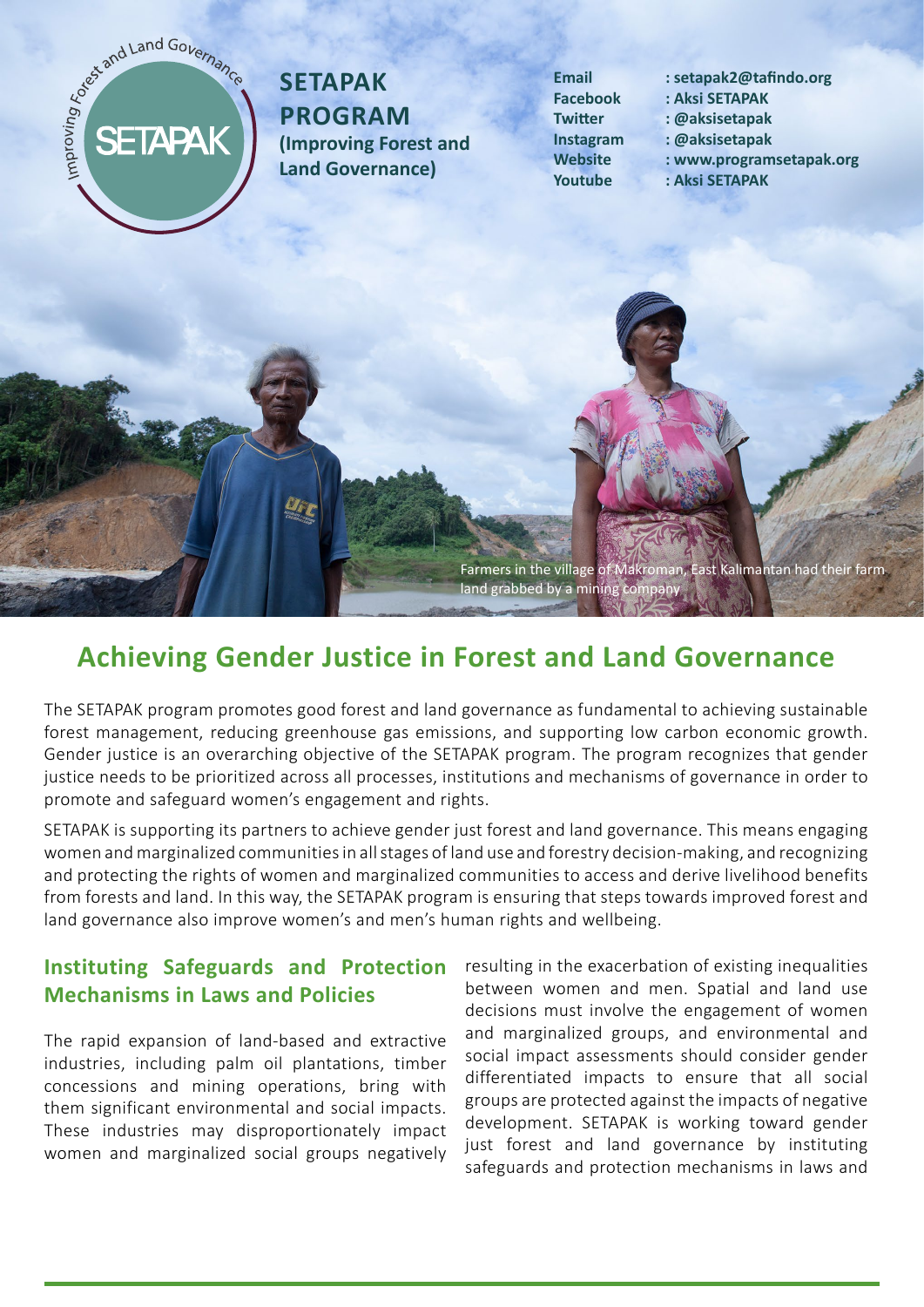# SETAPAK PROGRAM
**(Improving Forest and Land Governance)**

**Email** : setapak2@tafindo.org
**Facebook** : Aksi SETAPAK
**Twitter** : @aksisetapak
**Instagram** : @aksisetapak
**Website** : www.programsetapak.org
**Youtube** : Aksi SETAPAK

Farmers in the village of Makroman, East Kalimantan had their farm land grabbed by a mining company

## Achieving Gender Justice in Forest and Land Governance

The SETAPAK program promotes good forest and land governance as fundamental to achieving sustainable forest management, reducing greenhouse gas emissions, and supporting low carbon economic growth. Gender justice is an overarching objective of the SETAPAK program. The program recognizes that gender justice needs to be prioritized across all processes, institutions and mechanisms of governance in order to promote and safeguard women's engagement and rights.

SETAPAK is supporting its partners to achieve gender just forest and land governance. This means engaging women and marginalized communities in all stages of land use and forestry decision-making, and recognizing and protecting the rights of women and marginalized communities to access and derive livelihood benefits from forests and land. In this way, the SETAPAK program is ensuring that steps towards improved forest and land governance also improve women's and men's human rights and wellbeing.

### Instituting Safeguards and Protection Mechanisms in Laws and Policies

The rapid expansion of land-based and extractive industries, including palm oil plantations, timber concessions and mining operations, bring with them significant environmental and social impacts. These industries may disproportionately impact women and marginalized social groups negatively resulting in the exacerbation of existing inequalities between women and men. Spatial and land use decisions must involve the engagement of women and marginalized groups, and environmental and social impact assessments should consider gender differentiated impacts to ensure that all social groups are protected against the impacts of negative development. SETAPAK is working toward gender just forest and land governance by instituting safeguards and protection mechanisms in laws and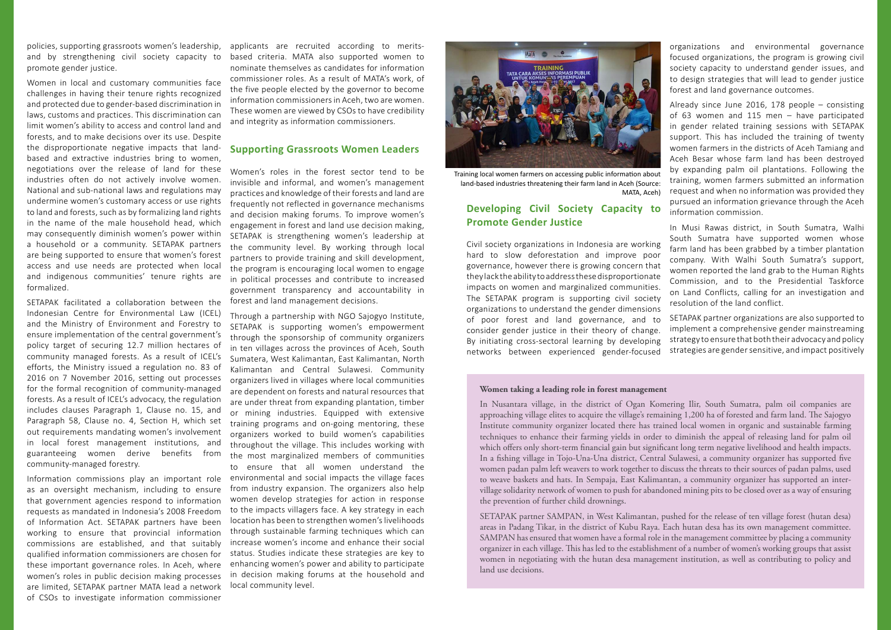policies, supporting grassroots women's leadership, and by strengthening civil society capacity to promote gender justice.

Women in local and customary communities face challenges in having their tenure rights recognized and protected due to gender-based discrimination in laws, customs and practices. This discrimination can limit women's ability to access and control land and forests, and to make decisions over its use. Despite the disproportionate negative impacts that land-based and extractive industries bring to women, negotiations over the release of land for these industries often do not actively involve women. National and sub-national laws and regulations may undermine women's customary access or use rights to land and forests, such as by formalizing land rights in the name of the male household head, which may consequently diminish women's power within a household or a community. SETAPAK partners are being supported to ensure that women's forest access and use needs are protected when local and indigenous communities' tenure rights are formalized.

SETAPAK facilitated a collaboration between the Indonesian Centre for Environmental Law (ICEL) and the Ministry of Environment and Forestry to ensure implementation of the central government's policy target of securing 12.7 million hectares of community managed forests. As a result of ICEL's efforts, the Ministry issued a regulation no. 83 of 2016 on 7 November 2016, setting out processes for the formal recognition of community-managed forests. As a result of ICEL's advocacy, the regulation includes clauses Paragraph 1, Clause no. 15, and Paragraph 58, Clause no. 4, Section H, which set out requirements mandating women's involvement in local forest management institutions, and guaranteeing women derive benefits from community-managed forestry.

Information commissions play an important role as an oversight mechanism, including to ensure that government agencies respond to information requests as mandated in Indonesia's 2008 Freedom of Information Act. SETAPAK partners have been working to ensure that provincial information commissions are established, and that suitably qualified information commissioners are chosen for these important governance roles. In Aceh, where women's roles in public decision making processes are limited, SETAPAK partner MATA lead a network of CSOs to investigate information commissioner applicants are recruited according to merits-based criteria. MATA also supported women to nominate themselves as candidates for information commissioner roles. As a result of MATA's work, of the five people elected by the governor to become information commissioners in Aceh, two are women. These women are viewed by CSOs to have credibility and integrity as information commissioners.

## Supporting Grassroots Women Leaders

Women's roles in the forest sector tend to be invisible and informal, and women's management practices and knowledge of their forests and land are frequently not reflected in governance mechanisms and decision making forums. To improve women's engagement in forest and land use decision making, SETAPAK is strengthening women's leadership at the community level. By working through local partners to provide training and skill development, the program is encouraging local women to engage in political processes and contribute to increased government transparency and accountability in forest and land management decisions.

Through a partnership with NGO Sajogyo Institute, SETAPAK is supporting women's empowerment through the sponsorship of community organizers in ten villages across the provinces of Aceh, South Sumatera, West Kalimantan, East Kalimantan, North Kalimantan and Central Sulawesi. Community organizers lived in villages where local communities are dependent on forests and natural resources that are under threat from expanding plantation, timber or mining industries. Equipped with extensive training programs and on-going mentoring, these organizers worked to build women's capabilities throughout the village. This includes working with the most marginalized members of communities to ensure that all women understand the environmental and social impacts the village faces from industry expansion. The organizers also help women develop strategies for action in response to the impacts villagers face. A key strategy in each location has been to strengthen women's livelihoods through sustainable farming techniques which can increase women's income and enhance their social status. Studies indicate these strategies are key to enhancing women's power and ability to participate in decision making forums at the household and local community level.

Training local women farmers on accessing public information about land-based industries threatening their farm land in Aceh (Source: MATA, Aceh)

## Developing Civil Society Capacity to Promote Gender Justice

Civil society organizations in Indonesia are working hard to slow deforestation and improve poor governance, however there is growing concern that they lack the ability to address these disproportionate impacts on women and marginalized communities. The SETAPAK program is supporting civil society organizations to understand the gender dimensions of poor forest and land governance, and to consider gender justice in their theory of change. By initiating cross-sectoral learning by developing networks between experienced gender-focused organizations and environmental governance focused organizations, the program is growing civil society capacity to understand gender issues, and to design strategies that will lead to gender justice forest and land governance outcomes.

Already since June 2016, 178 people – consisting of 63 women and 115 men – have participated in gender related training sessions with SETAPAK support. This has included the training of twenty women farmers in the districts of Aceh Tamiang and Aceh Besar whose farm land has been destroyed by expanding palm oil plantations. Following the training, women farmers submitted an information request and when no information was provided they pursued an information grievance through the Aceh information commission.

In Musi Rawas district, in South Sumatra, Walhi South Sumatra have supported women whose farm land has been grabbed by a timber plantation company. With Walhi South Sumatra's support, women reported the land grab to the Human Rights Commission, and to the Presidential Taskforce on Land Conflicts, calling for an investigation and resolution of the land conflict.

SETAPAK partner organizations are also supported to implement a comprehensive gender mainstreaming strategy to ensure that both their advocacy and policy strategies are gender sensitive, and impact positively

**Women taking a leading role in forest management**

In Nusantara village, in the district of Ogan Komering Ilir, South Sumatra, palm oil companies are approaching village elites to acquire the village's remaining 1,200 ha of forested and farm land. The Sajogyo Institute community organizer located there has trained local women in organic and sustainable farming techniques to enhance their farming yields in order to diminish the appeal of releasing land for palm oil which offers only short-term financial gain but significant long term negative livelihood and health impacts. In a fishing village in Tojo-Una-Una district, Central Sulawesi, a community organizer has supported five women padan palm left weavers to work together to discuss the threats to their sources of padan palms, used to weave baskets and hats. In Sempaja, East Kalimantan, a community organizer has supported an inter-village solidarity network of women to push for abandoned mining pits to be closed over as a way of ensuring the prevention of further child drownings.

SETAPAK partner SAMPAN, in West Kalimantan, pushed for the release of ten village forest (hutan desa) areas in Padang Tikar, in the district of Kubu Raya. Each hutan desa has its own management committee. SAMPAN has ensured that women have a formal role in the management committee by placing a community organizer in each village. This has led to the establishment of a number of women's working groups that assist women in negotiating with the hutan desa management institution, as well as contributing to policy and land use decisions.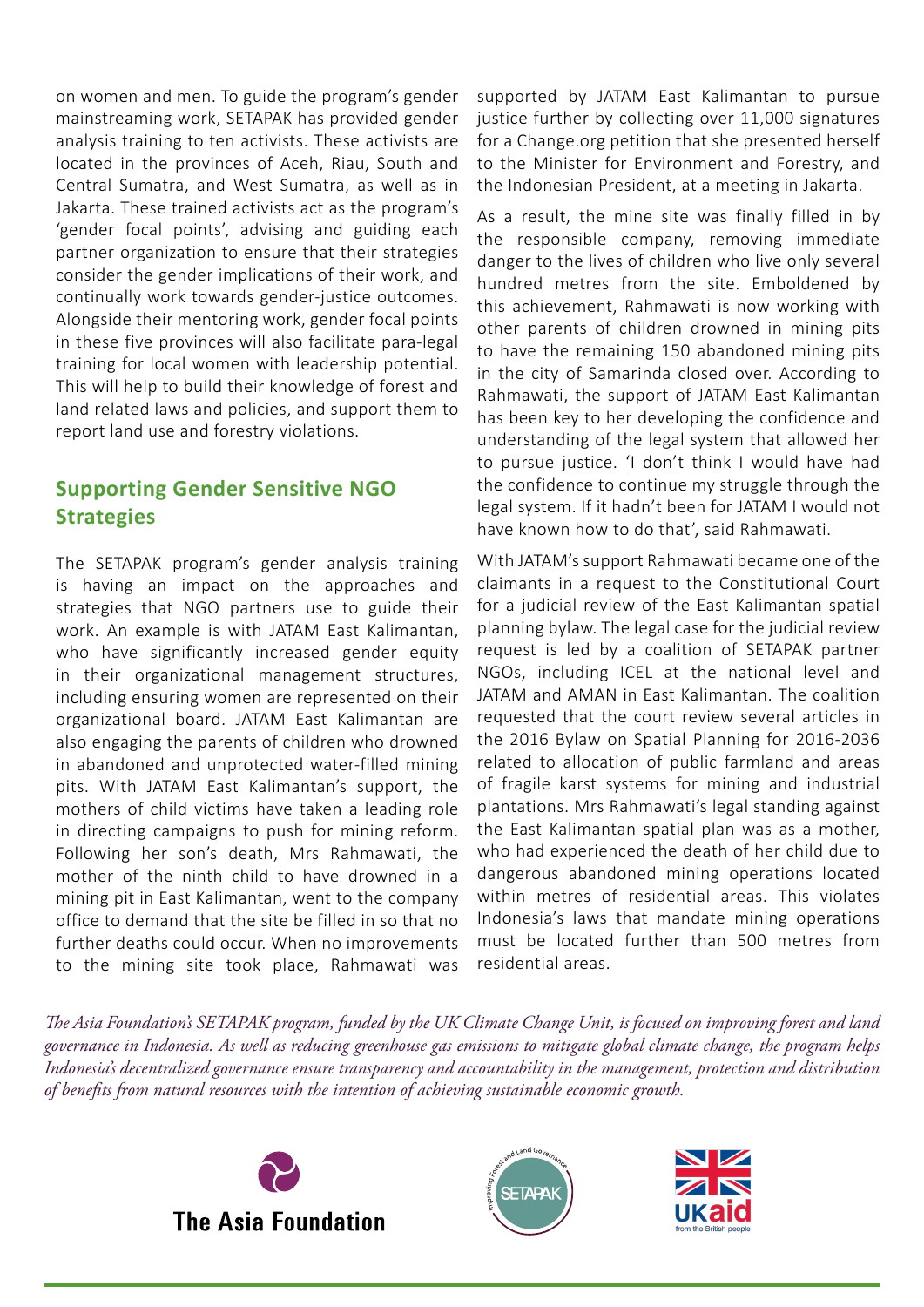on women and men. To guide the program's gender mainstreaming work, SETAPAK has provided gender analysis training to ten activists. These activists are located in the provinces of Aceh, Riau, South and Central Sumatra, and West Sumatra, as well as in Jakarta. These trained activists act as the program's 'gender focal points', advising and guiding each partner organization to ensure that their strategies consider the gender implications of their work, and continually work towards gender-justice outcomes. Alongside their mentoring work, gender focal points in these five provinces will also facilitate para-legal training for local women with leadership potential. This will help to build their knowledge of forest and land related laws and policies, and support them to report land use and forestry violations.

## Supporting Gender Sensitive NGO Strategies

The SETAPAK program's gender analysis training is having an impact on the approaches and strategies that NGO partners use to guide their work. An example is with JATAM East Kalimantan, who have significantly increased gender equity in their organizational management structures, including ensuring women are represented on their organizational board. JATAM East Kalimantan are also engaging the parents of children who drowned in abandoned and unprotected water-filled mining pits. With JATAM East Kalimantan's support, the mothers of child victims have taken a leading role in directing campaigns to push for mining reform. Following her son's death, Mrs Rahmawati, the mother of the ninth child to have drowned in a mining pit in East Kalimantan, went to the company office to demand that the site be filled in so that no further deaths could occur. When no improvements to the mining site took place, Rahmawati was supported by JATAM East Kalimantan to pursue justice further by collecting over 11,000 signatures for a Change.org petition that she presented herself to the Minister for Environment and Forestry, and the Indonesian President, at a meeting in Jakarta.

As a result, the mine site was finally filled in by the responsible company, removing immediate danger to the lives of children who live only several hundred metres from the site. Emboldened by this achievement, Rahmawati is now working with other parents of children drowned in mining pits to have the remaining 150 abandoned mining pits in the city of Samarinda closed over. According to Rahmawati, the support of JATAM East Kalimantan has been key to her developing the confidence and understanding of the legal system that allowed her to pursue justice. 'I don't think I would have had the confidence to continue my struggle through the legal system. If it hadn't been for JATAM I would not have known how to do that', said Rahmawati.

With JATAM's support Rahmawati became one of the claimants in a request to the Constitutional Court for a judicial review of the East Kalimantan spatial planning bylaw. The legal case for the judicial review request is led by a coalition of SETAPAK partner NGOs, including ICEL at the national level and JATAM and AMAN in East Kalimantan. The coalition requested that the court review several articles in the 2016 Bylaw on Spatial Planning for 2016-2036 related to allocation of public farmland and areas of fragile karst systems for mining and industrial plantations. Mrs Rahmawati's legal standing against the East Kalimantan spatial plan was as a mother, who had experienced the death of her child due to dangerous abandoned mining operations located within metres of residential areas. This violates Indonesia's laws that mandate mining operations must be located further than 500 metres from residential areas.

*The Asia Foundation's SETAPAK program, funded by the UK Climate Change Unit, is focused on improving forest and land governance in Indonesia. As well as reducing greenhouse gas emissions to mitigate global climate change, the program helps Indonesia's decentralized governance ensure transparency and accountability in the management, protection and distribution of benefits from natural resources with the intention of achieving sustainable economic growth.*

The Asia Foundation

Improving Forest and Land Governance SETAPAK

UKaid from the British people